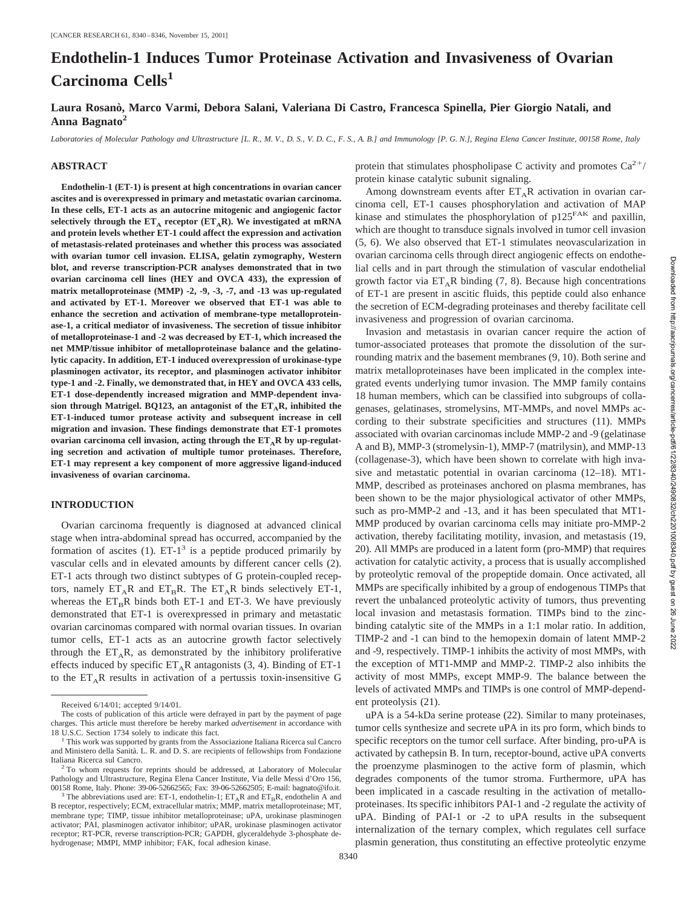# Endothelin-1 Induces Tumor Proteinase Activation and Invasiveness of Ovarian Carcinoma Cells[1]

**Laura Rosanò, Marco Varmi, Debora Salani, Valeriana Di Castro, Francesca Spinella, Pier Giorgio Natali, and Anna Bagnato[2]**

*Laboratories of Molecular Pathology and Ultrastructure [L. R., M. V., D. S., V. D. C., F. S., A. B.] and Immunology [P. G. N.], Regina Elena Cancer Institute, 00158 Rome, Italy*

## ABSTRACT

**Endothelin-1 (ET-1) is present at high concentrations in ovarian cancer ascites and is overexpressed in primary and metastatic ovarian carcinoma. In these cells, ET-1 acts as an autocrine mitogenic and angiogenic factor selectively through the $ET_A$ receptor ($ET_AR$). We investigated at mRNA and protein levels whether ET-1 could affect the expression and activation of metastasis-related proteinases and whether this process was associated with ovarian tumor cell invasion. ELISA, gelatin zymography, Western blot, and reverse transcription-PCR analyses demonstrated that in two ovarian carcinoma cell lines (HEY and OVCA 433), the expression of matrix metalloproteinase (MMP) -2, -9, -3, -7, and -13 was up-regulated and activated by ET-1. Moreover we observed that ET-1 was able to enhance the secretion and activation of membrane-type metalloproteinase-1, a critical mediator of invasiveness. The secretion of tissue inhibitor of metalloproteinase-1 and -2 was decreased by ET-1, which increased the net MMP/tissue inhibitor of metalloproteinase balance and the gelatinolytic capacity. In addition, ET-1 induced overexpression of urokinase-type plasminogen activator, its receptor, and plasminogen activator inhibitor type-1 and -2. Finally, we demonstrated that, in HEY and OVCA 433 cells, ET-1 dose-dependently increased migration and MMP-dependent invasion through Matrigel. BQ123, an antagonist of the $ET_AR$, inhibited the ET-1-induced tumor protease activity and subsequent increase in cell migration and invasion. These findings demonstrate that ET-1 promotes ovarian carcinoma cell invasion, acting through the $ET_AR$ by up-regulating secretion and activation of multiple tumor proteinases. Therefore, ET-1 may represent a key component of more aggressive ligand-induced invasiveness of ovarian carcinoma.**

## INTRODUCTION

Ovarian carcinoma frequently is diagnosed at advanced clinical stage when intra-abdominal spread has occurred, accompanied by the formation of ascites (1). ET-1[3] is a peptide produced primarily by vascular cells and in elevated amounts by different cancer cells (2). ET-1 acts through two distinct subtypes of G protein-coupled receptors, namely $ET_AR$ and $ET_BR$. The $ET_AR$ binds selectively ET-1, whereas the $ET_BR$ binds both ET-1 and ET-3. We have previously demonstrated that ET-1 is overexpressed in primary and metastatic ovarian carcinomas compared with normal ovarian tissues. In ovarian tumor cells, ET-1 acts as an autocrine growth factor selectively through the $ET_AR$, as demonstrated by the inhibitory proliferative effects induced by specific $ET_AR$ antagonists (3, 4). Binding of ET-1 to the $ET_AR$ results in activation of a pertussis toxin-insensitive G protein that stimulates phospholipase C activity and promotes $Ca^{2+}$/protein kinase catalytic subunit signaling.

Among downstream events after $ET_AR$ activation in ovarian carcinoma cell, ET-1 causes phosphorylation and activation of MAP kinase and stimulates the phosphorylation of $p125^{FAK}$ and paxillin, which are thought to transduce signals involved in tumor cell invasion (5, 6). We also observed that ET-1 stimulates neovascularization in ovarian carcinoma cells through direct angiogenic effects on endothelial cells and in part through the stimulation of vascular endothelial growth factor via $ET_AR$ binding (7, 8). Because high concentrations of ET-1 are present in ascitic fluids, this peptide could also enhance the secretion of ECM-degrading proteinases and thereby facilitate cell invasiveness and progression of ovarian carcinoma.

Invasion and metastasis in ovarian cancer require the action of tumor-associated proteases that promote the dissolution of the surrounding matrix and the basement membranes (9, 10). Both serine and matrix metalloproteinases have been implicated in the complex integrated events underlying tumor invasion. The MMP family contains 18 human members, which can be classified into subgroups of collagenases, gelatinases, stromelysins, MT-MMPs, and novel MMPs according to their substrate specificities and structures (11). MMPs associated with ovarian carcinomas include MMP-2 and -9 (gelatinase A and B), MMP-3 (stromelysin-1), MMP-7 (matrilysin), and MMP-13 (collagenase-3), which have been shown to correlate with high invasive and metastatic potential in ovarian carcinoma (12–18). MT1-MMP, described as proteinases anchored on plasma membranes, has been shown to be the major physiological activator of other MMPs, such as pro-MMP-2 and -13, and it has been speculated that MT1-MMP produced by ovarian carcinoma cells may initiate pro-MMP-2 activation, thereby facilitating motility, invasion, and metastasis (19, 20). All MMPs are produced in a latent form (pro-MMP) that requires activation for catalytic activity, a process that is usually accomplished by proteolytic removal of the propeptide domain. Once activated, all MMPs are specifically inhibited by a group of endogenous TIMPs that revert the unbalanced proteolytic activity of tumors, thus preventing local invasion and metastasis formation. TIMPs bind to the zinc-binding catalytic site of the MMPs in a 1:1 molar ratio. In addition, TIMP-2 and -1 can bind to the hemopexin domain of latent MMP-2 and -9, respectively. TIMP-1 inhibits the activity of most MMPs, with the exception of MT1-MMP and MMP-2. TIMP-2 also inhibits the activity of most MMPs, except MMP-9. The balance between the levels of activated MMPs and TIMPs is one control of MMP-dependent proteolysis (21).

uPA is a 54-kDa serine protease (22). Similar to many proteinases, tumor cells synthesize and secrete uPA in its pro form, which binds to specific receptors on the tumor cell surface. After binding, pro-uPA is activated by cathepsin B. In turn, receptor-bound, active uPA converts the proenzyme plasminogen to the active form of plasmin, which degrades components of the tumor stroma. Furthermore, uPA has been implicated in a cascade resulting in the activation of metalloproteinases. Its specific inhibitors PAI-1 and -2 regulate the activity of uPA. Binding of PAI-1 or -2 to uPA results in the subsequent internalization of the ternary complex, which regulates cell surface plasmin generation, thus constituting an effective proteolytic enzyme

---

Received 6/14/01; accepted 9/14/01.

The costs of publication of this article were defrayed in part by the payment of page charges. This article must therefore be hereby marked *advertisement* in accordance with 18 U.S.C. Section 1734 solely to indicate this fact.

[1] This work was supported by grants from the Associazione Italiana Ricerca sul Cancro and Ministero della Sanità. L. R. and D. S. are recipients of fellowships from Fondazione Italiana Ricerca sul Cancro.

[2] To whom requests for reprints should be addressed, at Laboratory of Molecular Pathology and Ultrastructure, Regina Elena Cancer Institute, Via delle Messi d'Oro 156, 00158 Rome, Italy. Phone: 39-06-52662565; Fax: 39-06-52662505; E-mail: bagnato@ifo.it.

[3] The abbreviations used are: ET-1, endothelin-1; $ET_AR$ and $ET_BR$, endothelin A and B receptor, respectively; ECM, extracellular matrix; MMP, matrix metalloproteinase; MT, membrane type; TIMP, tissue inhibitor metalloproteinase; uPA, urokinase plasminogen activator; PAI, plasminogen activator inhibitor; uPAR, urokinase plasminogen activator receptor; RT-PCR, reverse transcription-PCR; GAPDH, glyceraldehyde 3-phosphate dehydrogenase; MMPI, MMP inhibitor; FAK, focal adhesion kinase.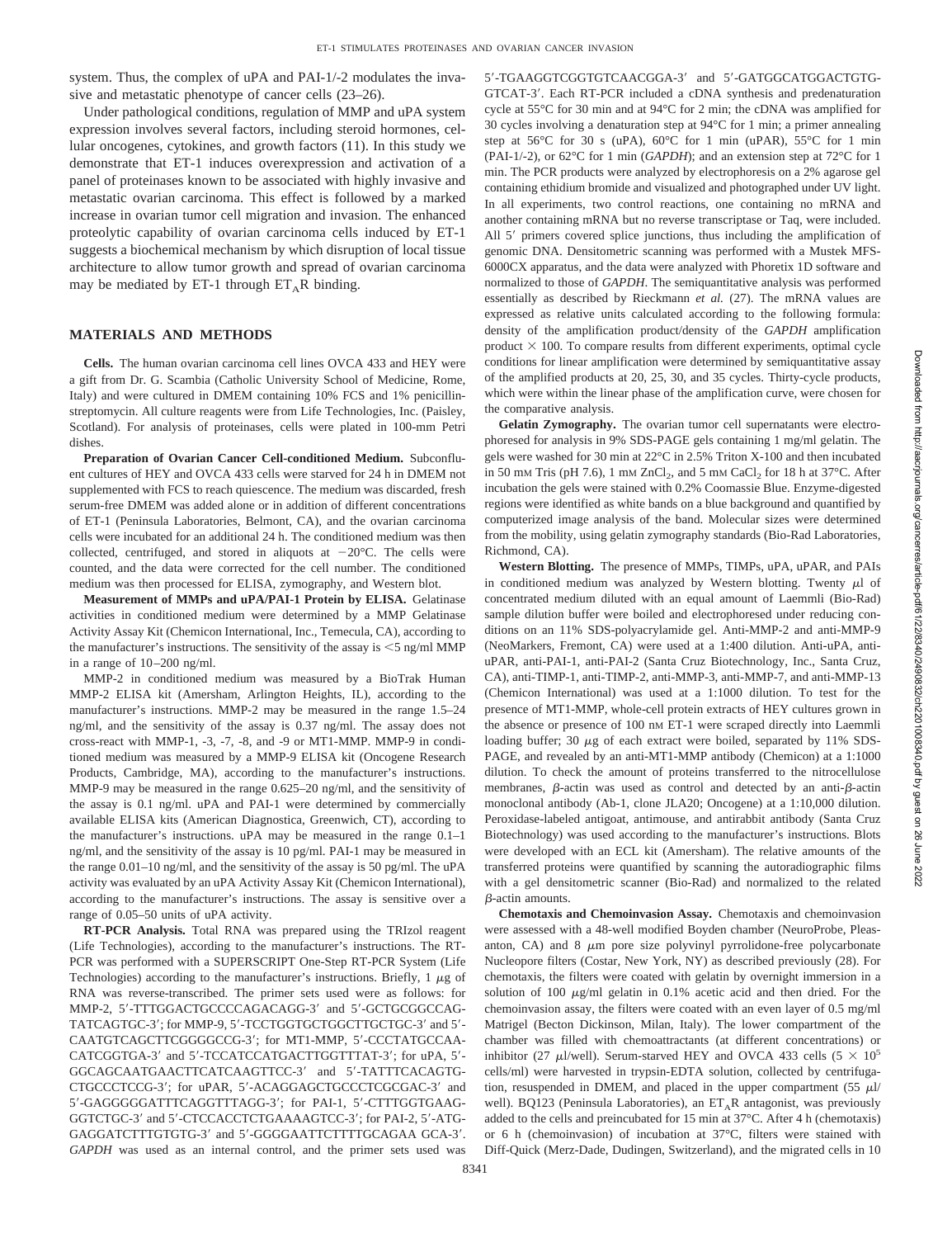system. Thus, the complex of uPA and PAI-1/-2 modulates the invasive and metastatic phenotype of cancer cells (23–26).

Under pathological conditions, regulation of MMP and uPA system expression involves several factors, including steroid hormones, cellular oncogenes, cytokines, and growth factors (11). In this study we demonstrate that ET-1 induces overexpression and activation of a panel of proteinases known to be associated with highly invasive and metastatic ovarian carcinoma. This effect is followed by a marked increase in ovarian tumor cell migration and invasion. The enhanced proteolytic capability of ovarian carcinoma cells induced by ET-1 suggests a biochemical mechanism by which disruption of local tissue architecture to allow tumor growth and spread of ovarian carcinoma may be mediated by ET-1 through $ET_AR$ binding.

## MATERIALS AND METHODS

**Cells.** The human ovarian carcinoma cell lines OVCA 433 and HEY were a gift from Dr. G. Scambia (Catholic University School of Medicine, Rome, Italy) and were cultured in DMEM containing 10% FCS and 1% penicillin-streptomycin. All culture reagents were from Life Technologies, Inc. (Paisley, Scotland). For analysis of proteinases, cells were plated in 100-mm Petri dishes.

**Preparation of Ovarian Cancer Cell-conditioned Medium.** Subconfluent cultures of HEY and OVCA 433 cells were starved for 24 h in DMEM not supplemented with FCS to reach quiescence. The medium was discarded, fresh serum-free DMEM was added alone or in addition of different concentrations of ET-1 (Peninsula Laboratories, Belmont, CA), and the ovarian carcinoma cells were incubated for an additional 24 h. The conditioned medium was then collected, centrifuged, and stored in aliquots at −20°C. The cells were counted, and the data were corrected for the cell number. The conditioned medium was then processed for ELISA, zymography, and Western blot.

**Measurement of MMPs and uPA/PAI-1 Protein by ELISA.** Gelatinase activities in conditioned medium were determined by a MMP Gelatinase Activity Assay Kit (Chemicon International, Inc., Temecula, CA) according to the manufacturer's instructions. The sensitivity of the assay is <5 ng/ml MMP in a range of 10–200 ng/ml.

MMP-2 in conditioned medium was measured by a BioTrak Human MMP-2 ELISA kit (Amersham, Arlington Heights, IL), according to the manufacturer's instructions. MMP-2 may be measured in the range 1.5–24 ng/ml, and the sensitivity of the assay is 0.37 ng/ml. The assay does not cross-react with MMP-1, -3, -7, -8, and -9 or MT1-MMP. MMP-9 in conditioned medium was measured by a MMP-9 ELISA kit (Oncogene Research Products, Cambridge, MA), according to the manufacturer's instructions. MMP-9 may be measured in the range 0.625–20 ng/ml, and the sensitivity of the assay is 0.1 ng/ml. uPA and PAI-1 were determined by commercially available ELISA kits (American Diagnostica, Greenwich, CT), according to the manufacturer's instructions. uPA may be measured in the range 0.1–1 ng/ml, and the sensitivity of the assay is 10 pg/ml. PAI-1 may be measured in the range 0.01–10 ng/ml, and the sensitivity of the assay is 50 pg/ml. The uPA activity was evaluated by an uPA Activity Assay Kit (Chemicon International), according to the manufacturer's instructions. The assay is sensitive over a range of 0.05–50 units of uPA activity.

**RT-PCR Analysis.** Total RNA was prepared using the TRIzol reagent (Life Technologies), according to the manufacturer's instructions. The RT-PCR was performed with a SUPERSCRIPT One-Step RT-PCR System (Life Technologies) according to the manufacturer's instructions. Briefly, 1 μg of RNA was reverse-transcribed. The primer sets used were as follows: for MMP-2, 5′-TTTGGACTGCCCCAGACAGG-3′ and 5′-GCTGCGGCCAGTATCAGTGC-3′; for MMP-9, 5′-TCCTGGTGCTGGCTTGCTGC-3′ and 5′-CAATGTCAGCTTCGGGGCCG-3′; for MT1-MMP, 5′-CCCTATGCCAACATCGGTGA-3′ and 5′-TCCATCCATGACTTGGTTTAT-3′; for uPA, 5′-GGCAGCAATGAACTTCATCAAGTTCC-3′ and 5′-TATTTCACAGTGCTGCCCTCCG-3′; for uPAR, 5′-ACAGGAGCTGCCCTCGCGAC-3′ and 5′-GAGGGGGATTTCAGGTTTAGG-3′; for PAI-1, 5′-CTTTGGTGAAGGGTCTGC-3′ and 5′-CTCCACCTCTGAAAAGTCC-3′; for PAI-2, 5′-ATGGAGGATCTTTGTGTG-3′ and 5′-GGGGAATTCTTTTGCAGAA GCA-3′. *GAPDH* was used as an internal control, and the primer sets used was 5′-TGAAGGTCGGTGTCAACGGA-3′ and 5′-GATGGCATGGACTGTGGTCAT-3′. Each RT-PCR included a cDNA synthesis and predenaturation cycle at 55°C for 30 min and at 94°C for 2 min; the cDNA was amplified for 30 cycles involving a denaturation step at 94°C for 1 min; a primer annealing step at 56°C for 30 s (uPA), 60°C for 1 min (uPAR), 55°C for 1 min (PAI-1/-2), or 62°C for 1 min (*GAPDH*); and an extension step at 72°C for 1 min. The PCR products were analyzed by electrophoresis on a 2% agarose gel containing ethidium bromide and visualized and photographed under UV light. In all experiments, two control reactions, one containing no mRNA and another containing mRNA but no reverse transcriptase or Taq, were included. All 5′ primers covered splice junctions, thus including the amplification of genomic DNA. Densitometric scanning was performed with a Mustek MFS-6000CX apparatus, and the data were analyzed with Phoretix 1D software and normalized to those of *GAPDH*. The semiquantitative analysis was performed essentially as described by Rieckmann *et al.* (27). The mRNA values are expressed as relative units calculated according to the following formula: density of the amplification product/density of the *GAPDH* amplification product × 100. To compare results from different experiments, optimal cycle conditions for linear amplification were determined by semiquantitative assay of the amplified products at 20, 25, 30, and 35 cycles. Thirty-cycle products, which were within the linear phase of the amplification curve, were chosen for the comparative analysis.

**Gelatin Zymography.** The ovarian tumor cell supernatants were electrophoresed for analysis in 9% SDS-PAGE gels containing 1 mg/ml gelatin. The gels were washed for 30 min at 22°C in 2.5% Triton X-100 and then incubated in 50 mM Tris (pH 7.6), 1 mM $ZnCl_2$, and 5 mM $CaCl_2$ for 18 h at 37°C. After incubation the gels were stained with 0.2% Coomassie Blue. Enzyme-digested regions were identified as white bands on a blue background and quantified by computerized image analysis of the band. Molecular sizes were determined from the mobility, using gelatin zymography standards (Bio-Rad Laboratories, Richmond, CA).

**Western Blotting.** The presence of MMPs, TIMPs, uPA, uPAR, and PAIs in conditioned medium was analyzed by Western blotting. Twenty μl of concentrated medium diluted with an equal amount of Laemmli (Bio-Rad) sample dilution buffer were boiled and electrophoresed under reducing conditions on an 11% SDS-polyacrylamide gel. Anti-MMP-2 and anti-MMP-9 (NeoMarkers, Fremont, CA) were used at a 1:400 dilution. Anti-uPA, anti-uPAR, anti-PAI-1, anti-PAI-2 (Santa Cruz Biotechnology, Inc., Santa Cruz, CA), anti-TIMP-1, anti-TIMP-2, anti-MMP-3, anti-MMP-7, and anti-MMP-13 (Chemicon International) was used at a 1:1000 dilution. To test for the presence of MT1-MMP, whole-cell protein extracts of HEY cultures grown in the absence or presence of 100 nM ET-1 were scraped directly into Laemmli loading buffer; 30 μg of each extract were boiled, separated by 11% SDS-PAGE, and revealed by an anti-MT1-MMP antibody (Chemicon) at a 1:1000 dilution. To check the amount of proteins transferred to the nitrocellulose membranes, β-actin was used as control and detected by an anti-β-actin monoclonal antibody (Ab-1, clone JLA20; Oncogene) at a 1:10,000 dilution. Peroxidase-labeled antigoat, antimouse, and antirabbit antibody (Santa Cruz Biotechnology) was used according to the manufacturer's instructions. Blots were developed with an ECL kit (Amersham). The relative amounts of the transferred proteins were quantified by scanning the autoradiographic films with a gel densitometer scanner (Bio-Rad) and normalized to the related β-actin amounts.

**Chemotaxis and Chemoinvasion Assay.** Chemotaxis and chemoinvasion were assessed with a 48-well modified Boyden chamber (NeuroProbe, Pleasanton, CA) and 8 μm pore size polyvinyl pyrrolidone-free polycarbonate Nucleopore filters (Costar, New York, NY) as described previously (28). For chemotaxis, the filters were coated with gelatin by overnight immersion in a solution of 100 μg/ml gelatin in 0.1% acetic acid and then dried. For the chemoinvasion assay, the filters were coated with an even layer of 0.5 mg/ml Matrigel (Becton Dickinson, Milan, Italy). The lower compartment of the chamber was filled with chemoattractants (at different concentrations) or inhibitor (27 μl/well). Serum-starved HEY and OVCA 433 cells ($5 \times 10^5$ cells/ml) were harvested in trypsin-EDTA solution, collected by centrifugation, resuspended in DMEM, and placed in the upper compartment (55 μl/well). BQ123 (Peninsula Laboratories), an $ET_AR$ antagonist, was previously added to the cells and preincubated for 15 min at 37°C. After 4 h (chemotaxis) or 6 h (chemoinvasion) of incubation at 37°C, filters were stained with Diff-Quick (Merz-Dade, Dudingen, Switzerland), and the migrated cells in 10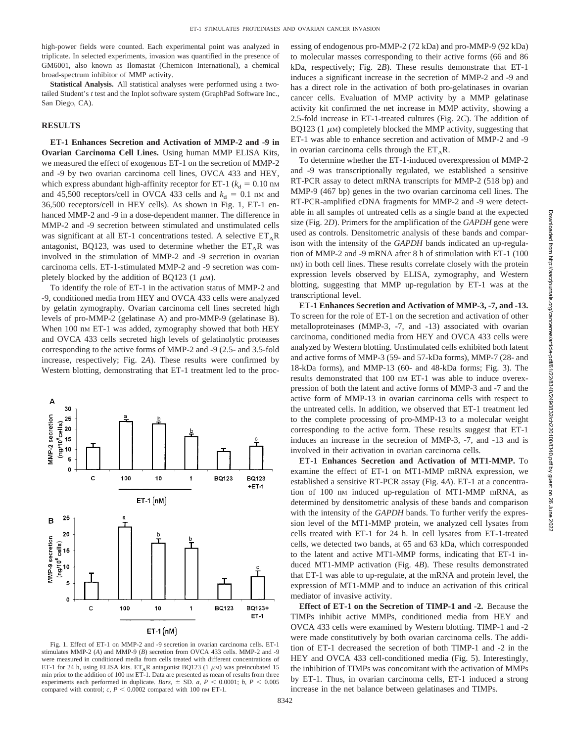high-power fields were counted. Each experimental point was analyzed in triplicate. In selected experiments, invasion was quantified in the presence of GM6001, also known as Ilomastat (Chemicon International), a chemical broad-spectrum inhibitor of MMP activity.

**Statistical Analysis.** All statistical analyses were performed using a two-tailed Student's *t* test and the Inplot software system (GraphPad Software Inc., San Diego, CA).

## RESULTS

**ET-1 Enhances Secretion and Activation of MMP-2 and -9 in Ovarian Carcinoma Cell Lines.** Using human MMP ELISA Kits, we measured the effect of exogenous ET-1 on the secretion of MMP-2 and -9 by two ovarian carcinoma cell lines, OVCA 433 and HEY, which express abundant high-affinity receptor for ET-1 ($k_d$ = 0.10 nM and 45,500 receptors/cell in OVCA 433 cells and $k_d$ = 0.1 nM and 36,500 receptors/cell in HEY cells). As shown in Fig. 1, ET-1 enhanced MMP-2 and -9 in a dose-dependent manner. The difference in MMP-2 and -9 secretion between stimulated and unstimulated cells was significant at all ET-1 concentrations tested. A selective $ET_AR$ antagonist, BQ123, was used to determine whether the $ET_AR$ was involved in the stimulation of MMP-2 and -9 secretion in ovarian carcinoma cells. ET-1-stimulated MMP-2 and -9 secretion was completely blocked by the addition of BQ123 (1 $\mu$M).

To identify the role of ET-1 in the activation status of MMP-2 and -9, conditioned media from HEY and OVCA 433 cells were analyzed by gelatin zymography. Ovarian carcinoma cell lines secreted high levels of pro-MMP-2 (gelatinase A) and pro-MMP-9 (gelatinase B). When 100 nM ET-1 was added, zymography showed that both HEY and OVCA 433 cells secreted high levels of gelatinolytic proteases corresponding to the active forms of MMP-2 and -9 (2.5- and 3.5-fold increase, respectively; Fig. 2*A*). These results were confirmed by Western blotting, demonstrating that ET-1 treatment led to the processing of endogenous pro-MMP-2 (72 kDa) and pro-MMP-9 (92 kDa) to molecular masses corresponding to their active forms (66 and 86 kDa, respectively; Fig. 2*B*). These results demonstrate that ET-1 induces a significant increase in the secretion of MMP-2 and -9 and has a direct role in the activation of both pro-gelatinases in ovarian cancer cells. Evaluation of MMP activity by a MMP gelatinase activity kit confirmed the net increase in MMP activity, showing a 2.5-fold increase in ET-1-treated cultures (Fig. 2*C*). The addition of BQ123 (1 $\mu$M) completely blocked the MMP activity, suggesting that ET-1 was able to enhance secretion and activation of MMP-2 and -9 in ovarian carcinoma cells through the $ET_AR$.

Fig. 1. Effect of ET-1 on MMP-2 and -9 secretion in ovarian carcinoma cells. ET-1 stimulates MMP-2 (*A*) and MMP-9 (*B*) secretion from OVCA 433 cells. MMP-2 and -9 were measured in conditioned media from cells treated with different concentrations of ET-1 for 24 h, using ELISA kits. $ET_AR$ antagonist BQ123 (1 $\mu$M) was preincubated 15 min prior to the addition of 100 nM ET-1. Data are presented as mean of results from three experiments each performed in duplicate. *Bars*, ± SD. *a*, $P < 0.0001$; *b*, $P < 0.005$ compared with control; *c*, $P < 0.0002$ compared with 100 nM ET-1.

To determine whether the ET-1-induced overexpression of MMP-2 and -9 was transcriptionally regulated, we established a sensitive RT-PCR assay to detect mRNA transcripts for MMP-2 (518 bp) and MMP-9 (467 bp) genes in the two ovarian carcinoma cell lines. The RT-PCR-amplified cDNA fragments for MMP-2 and -9 were detectable in all samples of untreated cells as a single band at the expected size (Fig. 2*D*). Primers for the amplification of the *GAPDH* gene were used as controls. Densitometric analysis of these bands and comparison with the intensity of the *GAPDH* bands indicated an up-regulation of MMP-2 and -9 mRNA after 8 h of stimulation with ET-1 (100 nM) in both cell lines. These results correlate closely with the protein expression levels observed by ELISA, zymography, and Western blotting, suggesting that MMP up-regulation by ET-1 was at the transcriptional level.

**ET-1 Enhances Secretion and Activation of MMP-3, -7, and -13.** To screen for the role of ET-1 on the secretion and activation of other metalloproteinases (MMP-3, -7, and -13) associated with ovarian carcinoma, conditioned media from HEY and OVCA 433 cells were analyzed by Western blotting. Unstimulated cells exhibited both latent and active forms of MMP-3 (59- and 57-kDa forms), MMP-7 (28- and 18-kDa forms), and MMP-13 (60- and 48-kDa forms; Fig. 3). The results demonstrated that 100 nM ET-1 was able to induce overexpression of both the latent and active forms of MMP-3 and -7 and the active form of MMP-13 in ovarian carcinoma cells with respect to the untreated cells. In addition, we observed that ET-1 treatment led to the complete processing of pro-MMP-13 to a molecular weight corresponding to the active form. These results suggest that ET-1 induces an increase in the secretion of MMP-3, -7, and -13 and is involved in their activation in ovarian carcinoma cells.

**ET-1 Enhances Secretion and Activation of MT1-MMP.** To examine the effect of ET-1 on MT1-MMP mRNA expression, we established a sensitive RT-PCR assay (Fig. 4*A*). ET-1 at a concentration of 100 nM induced up-regulation of MT1-MMP mRNA, as determined by densitometric analysis of these bands and comparison with the intensity of the *GAPDH* bands. To further verify the expression level of the MT1-MMP protein, we analyzed cell lysates from cells treated with ET-1 for 24 h. In cell lysates from ET-1-treated cells, we detected two bands, at 65 and 63 kDa, which corresponded to the latent and active MT1-MMP forms, indicating that ET-1 induced MT1-MMP activation (Fig. 4*B*). These results demonstrated that ET-1 was able to up-regulate, at the mRNA and protein level, the expression of MT1-MMP and to induce an activation of this critical mediator of invasive activity.

**Effect of ET-1 on the Secretion of TIMP-1 and -2.** Because the TIMPs inhibit active MMPs, conditioned media from HEY and OVCA 433 cells were examined by Western blotting. TIMP-1 and -2 were made constitutively by both ovarian carcinoma cells. The addition of ET-1 decreased the secretion of both TIMP-1 and -2 in the HEY and OVCA 433 cell-conditioned media (Fig. 5). Interestingly, the inhibition of TIMPs was concomitant with the activation of MMPs by ET-1. Thus, in ovarian carcinoma cells, ET-1 induced a strong increase in the net balance between gelatinases and TIMPs.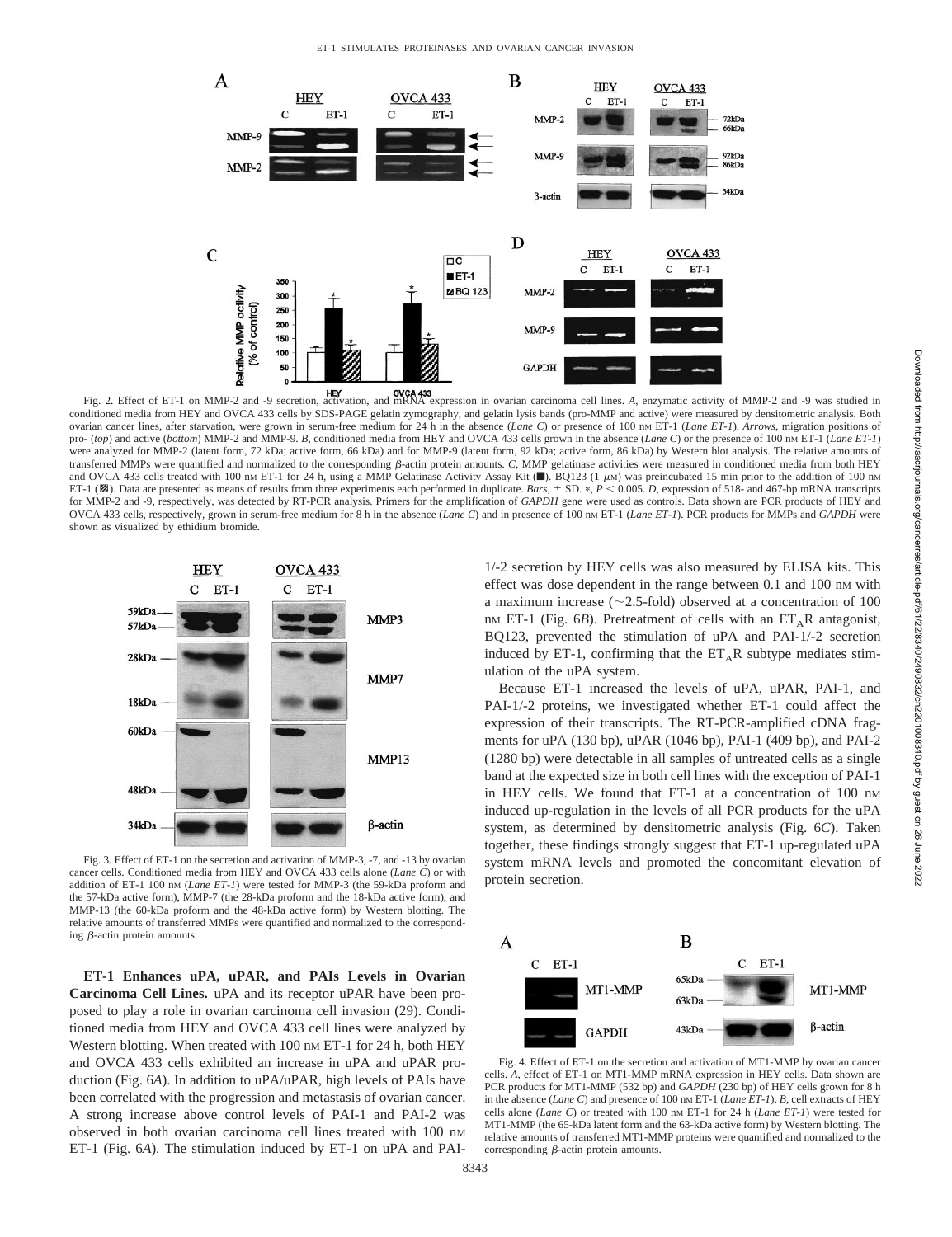Fig. 2. Effect of ET-1 on MMP-2 and -9 secretion, activation, and mRNA expression in ovarian carcinoma cell lines. *A*, enzymatic activity of MMP-2 and -9 was studied in conditioned media from HEY and OVCA 433 cells by SDS-PAGE gelatin zymography, and gelatin lysis bands (pro-MMP and active) were measured by densitometric analysis. Both ovarian cancer lines, after starvation, were grown in serum-free medium for 24 h in the absence (*Lane C*) or presence of 100 nM ET-1 (*Lane ET-1*). *Arrows*, migration positions of pro- (*top*) and active (*bottom*) MMP-2 and MMP-9. *B*, conditioned media from HEY and OVCA 433 cells grown in the absence (*Lane C*) or the presence of 100 nM ET-1 (*Lane ET-1*) were analyzed for MMP-2 (latent form, 72 kDa; active form, 66 kDa) and for MMP-9 (latent form, 92 kDa; active form, 86 kDa) by Western blot analysis. The relative amounts of transferred MMPs were quantified and normalized to the corresponding β-actin protein amounts. *C*, MMP gelatinase activities were measured in conditioned media from both HEY and OVCA 433 cells treated with 100 nM ET-1 for 24 h, using a MMP Gelatinase Activity Assay Kit (■). BQ123 (1 μM) was preincubated 15 min prior to the addition of 100 nM ET-1 (▨). Data are presented as means of results from three experiments each performed in duplicate. *Bars*, ± SD. *, $P < 0.005$. *D*, expression of 518- and 467-bp mRNA transcripts for MMP-2 and -9, respectively, was detected by RT-PCR analysis. Primers for the amplification of *GAPDH* gene were used as controls. Data shown are PCR products of HEY and OVCA 433 cells, respectively, grown in serum-free medium for 8 h in the absence (*Lane C*) and in presence of 100 nM ET-1 (*Lane ET-1*). PCR products for MMPs and *GAPDH* were shown as visualized by ethidium bromide.

Fig. 3. Effect of ET-1 on the secretion and activation of MMP-3, -7, and -13 by ovarian cancer cells. Conditioned media from HEY and OVCA 433 cells alone (*Lane C*) or with addition of ET-1 100 nM (*Lane ET-1*) were tested for MMP-3 (the 59-kDa proform and the 57-kDa active form), MMP-7 (the 28-kDa proform and the 18-kDa active form), and MMP-13 (the 60-kDa proform and the 48-kDa active form) by Western blotting. The relative amounts of transferred MMPs were quantified and normalized to the corresponding β-actin protein amounts.

**ET-1 Enhances uPA, uPAR, and PAIs Levels in Ovarian Carcinoma Cell Lines.** uPA and its receptor uPAR have been proposed to play a role in ovarian carcinoma cell invasion (29). Conditioned media from HEY and OVCA 433 cell lines were analyzed by Western blotting. When treated with 100 nM ET-1 for 24 h, both HEY and OVCA 433 cells exhibited an increase in uPA and uPAR production (Fig. 6*A*). In addition to uPA/uPAR, high levels of PAIs have been correlated with the progression and metastasis of ovarian cancer. A strong increase above control levels of PAI-1 and PAI-2 was observed in both ovarian carcinoma cell lines treated with 100 nM ET-1 (Fig. 6*A*). The stimulation induced by ET-1 on uPA and PAI-1/-2 secretion by HEY cells was also measured by ELISA kits. This effect was dose dependent in the range between 0.1 and 100 nM with a maximum increase (~2.5-fold) observed at a concentration of 100 nM ET-1 (Fig. 6*B*). Pretreatment of cells with an $ET_AR$ antagonist, BQ123, prevented the stimulation of uPA and PAI-1/-2 secretion induced by ET-1, confirming that the $ET_AR$ subtype mediates stimulation of the uPA system.

Because ET-1 increased the levels of uPA, uPAR, PAI-1, and PAI-1/-2 proteins, we investigated whether ET-1 could affect the expression of their transcripts. The RT-PCR-amplified cDNA fragments for uPA (130 bp), uPAR (1046 bp), PAI-1 (409 bp), and PAI-2 (1280 bp) were detectable in all samples of untreated cells as a single band at the expected size in both cell lines with the exception of PAI-1 in HEY cells. We found that ET-1 at a concentration of 100 nM induced up-regulation in the levels of all PCR products for the uPA system, as determined by densitometric analysis (Fig. 6*C*). Taken together, these findings strongly suggest that ET-1 up-regulated uPA system mRNA levels and promoted the concomitant elevation of protein secretion.

Fig. 4. Effect of ET-1 on the secretion and activation of MT1-MMP by ovarian cancer cells. *A*, effect of ET-1 on MT1-MMP mRNA expression in HEY cells. Data shown are PCR products for MT1-MMP (532 bp) and *GAPDH* (230 bp) of HEY cells grown for 8 h in the absence (*Lane C*) and presence of 100 nM ET-1 (*Lane ET-1*). *B*, cell extracts of HEY cells alone (*Lane C*) or treated with 100 nM ET-1 for 24 h (*Lane ET-1*) were tested for MT1-MMP (the 65-kDa latent form and the 63-kDa active form) by Western blotting. The relative amounts of transferred MT1-MMP proteins were quantified and normalized to the corresponding β-actin protein amounts.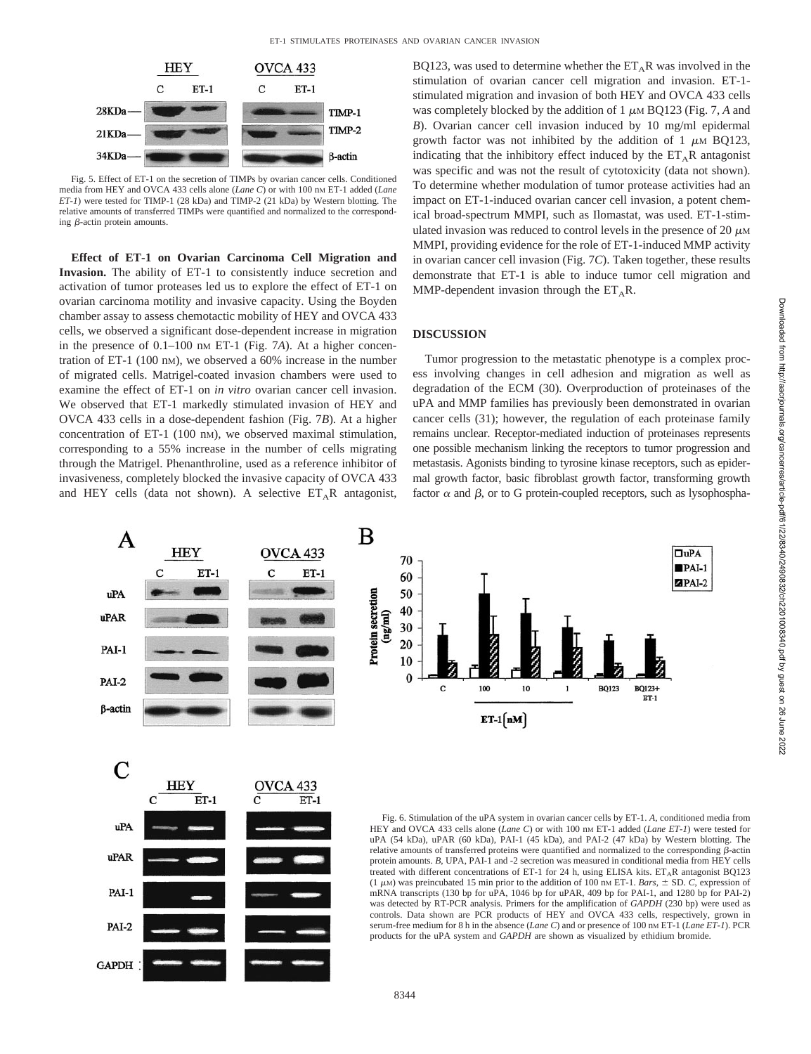Fig. 5. Effect of ET-1 on the secretion of TIMPs by ovarian cancer cells. Conditioned media from HEY and OVCA 433 cells alone (*Lane C*) or with 100 nM ET-1 added (*Lane ET-1*) were tested for TIMP-1 (28 kDa) and TIMP-2 (21 kDa) by Western blotting. The relative amounts of transferred TIMPs were quantified and normalized to the corresponding β-actin protein amounts.

**Effect of ET-1 on Ovarian Carcinoma Cell Migration and Invasion.** The ability of ET-1 to consistently induce secretion and activation of tumor proteases led us to explore the effect of ET-1 on ovarian carcinoma motility and invasive capacity. Using the Boyden chamber assay to assess chemotactic mobility of HEY and OVCA 433 cells, we observed a significant dose-dependent increase in migration in the presence of 0.1–100 nM ET-1 (Fig. 7*A*). At a higher concentration of ET-1 (100 nM), we observed a 60% increase in the number of migrated cells. Matrigel-coated invasion chambers were used to examine the effect of ET-1 on *in vitro* ovarian cancer cell invasion. We observed that ET-1 markedly stimulated invasion of HEY and OVCA 433 cells in a dose-dependent fashion (Fig. 7*B*). At a higher concentration of ET-1 (100 nM), we observed maximal stimulation, corresponding to a 55% increase in the number of cells migrating through the Matrigel. Phenanthroline, used as a reference inhibitor of invasiveness, completely blocked the invasive capacity of OVCA 433 and HEY cells (data not shown). A selective $ET_AR$ antagonist, BQ123, was used to determine whether the $ET_AR$ was involved in the stimulation of ovarian cancer cell migration and invasion. ET-1-stimulated migration and invasion of both HEY and OVCA 433 cells was completely blocked by the addition of 1 μM BQ123 (Fig. 7, *A* and *B*). Ovarian cancer cell invasion induced by 10 mg/ml epidermal growth factor was not inhibited by the addition of 1 μM BQ123, indicating that the inhibitory effect induced by the $ET_AR$ antagonist was specific and was not the result of cytotoxicity (data not shown). To determine whether modulation of tumor protease activities had an impact on ET-1-induced ovarian cancer cell invasion, a potent chemical broad-spectrum MMPI, such as Ilomastat, was used. ET-1-stimulated invasion was reduced to control levels in the presence of 20 μM MMPI, providing evidence for the role of ET-1-induced MMP activity in ovarian cancer cell invasion (Fig. 7*C*). Taken together, these results demonstrate that ET-1 is able to induce tumor cell migration and MMP-dependent invasion through the $ET_AR$.

## DISCUSSION

Tumor progression to the metastatic phenotype is a complex process involving changes in cell adhesion and migration as well as degradation of the ECM (30). Overproduction of proteinases of the uPA and MMP families has previously been demonstrated in ovarian cancer cells (31); however, the regulation of each proteinase family remains unclear. Receptor-mediated induction of proteinases represents one possible mechanism linking the receptors to tumor progression and metastasis. Agonists binding to tyrosine kinase receptors, such as epidermal growth factor, basic fibroblast growth factor, transforming growth factor α and β, or to G protein-coupled receptors, such as lysophospha-

Fig. 6. Stimulation of the uPA system in ovarian cancer cells by ET-1. *A*, conditioned media from HEY and OVCA 433 cells alone (*Lane C*) or with 100 nM ET-1 added (*Lane ET-1*) were tested for uPA (54 kDa), uPAR (60 kDa), PAI-1 (45 kDa), and PAI-2 (47 kDa) by Western blotting. The relative amounts of transferred proteins were quantified and normalized to the corresponding β-actin protein amounts. *B*, UPA, PAI-1 and -2 secretion was measured in conditional media from HEY cells treated with different concentrations of ET-1 for 24 h, using ELISA kits. $ET_AR$ antagonist BQ123 (1 μM) was preincubated 15 min prior to the addition of 100 nM ET-1. *Bars*, ± SD. *C*, expression of mRNA transcripts (130 bp for uPA, 1046 bp for uPAR, 409 bp for PAI-1, and 1280 bp for PAI-2) was detected by RT-PCR analysis. Primers for the amplification of *GAPDH* (230 bp) were used as controls. Data shown are PCR products of HEY and OVCA 433 cells, respectively, grown in serum-free medium for 8 h in the absence (*Lane C*) and or presence of 100 nM ET-1 (*Lane ET-1*). PCR products for the uPA system and *GAPDH* are shown as visualized by ethidium bromide.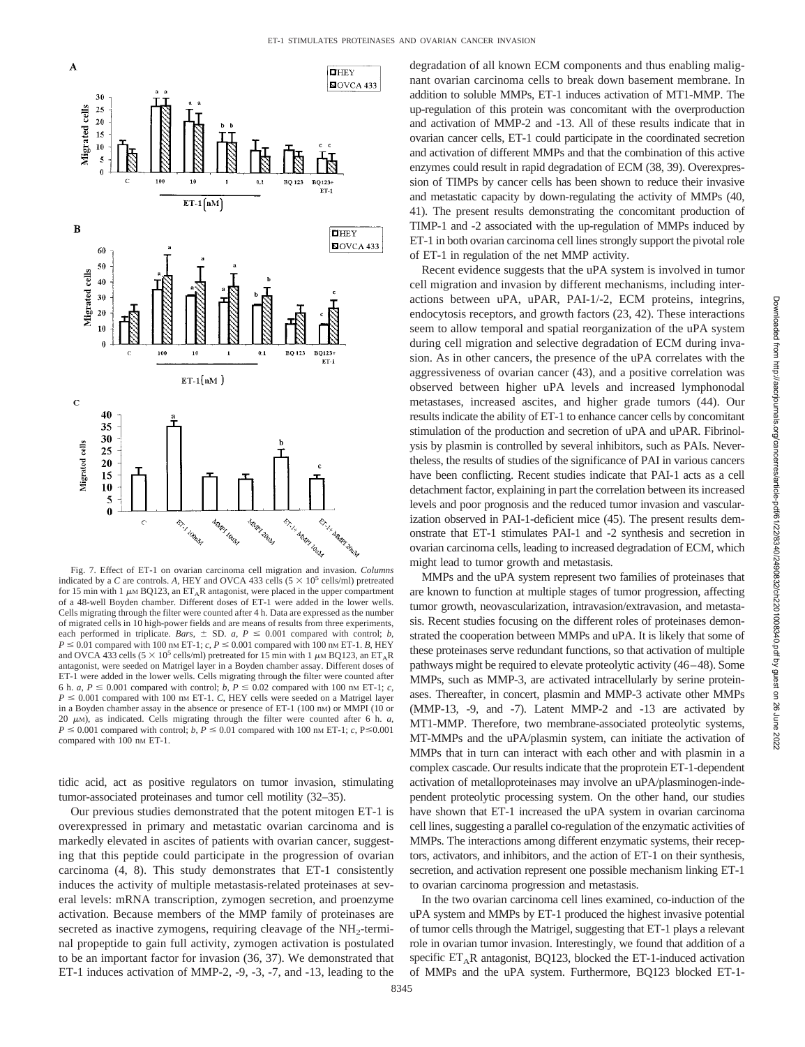Fig. 7. Effect of ET-1 on ovarian carcinoma cell migration and invasion. *Columns* indicated by a *C* are controls. *A*, HEY and OVCA 433 cells ($5 \times 10^5$ cells/ml) pretreated for 15 min with 1 $\mu$M BQ123, an $ET_AR$ antagonist, were placed in the upper compartment of a 48-well Boyden chamber. Different doses of ET-1 were added in the lower wells. Cells migrating through the filter were counted after 4 h. Data are expressed as the number of migrated cells in 10 high-power fields and are means of results from three experiments, each performed in triplicate. *Bars*, ± SD. *a*, $P \leq 0.001$ compared with control; *b*, $P \leq 0.01$ compared with 100 nM ET-1; *c*, $P \leq 0.001$ compared with 100 nM ET-1. *B*, HEY and OVCA 433 cells ($5 \times 10^5$ cells/ml) pretreated for 15 min with 1 $\mu$M BQ123, an $ET_AR$ antagonist, were seeded on Matrigel layer in a Boyden chamber assay. Different doses of ET-1 were added in the lower wells. Cells migrating through the filter were counted after 6 h. *a*, $P \leq 0.001$ compared with control; *b*, $P \leq 0.02$ compared with 100 nM ET-1; *c*, $P \leq 0.001$ compared with 100 nM ET-1. *C*, HEY cells were seeded on a Matrigel layer in a Boyden chamber assay in the absence or presence of ET-1 (100 nM) or MMPI (10 or 20 $\mu$M), as indicated. Cells migrating through the filter were counted after 6 h. *a*, $P \leq 0.001$ compared with control; *b*, $P \leq 0.01$ compared with 100 nM ET-1; *c*, $P \leq 0.001$ compared with 100 nM ET-1.

tidic acid, act as positive regulators on tumor invasion, stimulating tumor-associated proteinases and tumor cell motility (32–35).

Our previous studies demonstrated that the potent mitogen ET-1 is overexpressed in primary and metastatic ovarian carcinoma and is markedly elevated in ascites of patients with ovarian cancer, suggesting that this peptide could participate in the progression of ovarian carcinoma (4, 8). This study demonstrates that ET-1 consistently induces the activity of multiple metastasis-related proteinases at several levels: mRNA transcription, zymogen secretion, and proenzyme activation. Because members of the MMP family of proteinases are secreted as inactive zymogens, requiring cleavage of the $NH_2$-terminal propeptide to gain full activity, zymogen activation is postulated to be an important factor for invasion (36, 37). We demonstrated that ET-1 induces activation of MMP-2, -9, -3, -7, and -13, leading to the degradation of all known ECM components and thus enabling malignant ovarian carcinoma cells to break down basement membrane. In addition to soluble MMPs, ET-1 induces activation of MT1-MMP. The up-regulation of this protein was concomitant with the overproduction and activation of MMP-2 and -13. All of these results indicate that in ovarian cancer cells, ET-1 could participate in the coordinated secretion and activation of different MMPs and that the combination of this active enzymes could result in rapid degradation of ECM (38, 39). Overexpression of TIMPs by cancer cells has been shown to reduce their invasive and metastatic capacity by down-regulating the activity of MMPs (40, 41). The present results demonstrating the concomitant production of TIMP-1 and -2 associated with the up-regulation of MMPs induced by ET-1 in both ovarian carcinoma cell lines strongly support the pivotal role of ET-1 in regulation of the net MMP activity.

Recent evidence suggests that the uPA system is involved in tumor cell migration and invasion by different mechanisms, including interactions between uPA, uPAR, PAI-1/-2, ECM proteins, integrins, endocytosis receptors, and growth factors (23, 42). These interactions seem to allow temporal and spatial reorganization of the uPA system during cell migration and selective degradation of ECM during invasion. As in other cancers, the presence of the uPA correlates with the aggressiveness of ovarian cancer (43), and a positive correlation was observed between higher uPA levels and increased lymphonodal metastases, increased ascites, and higher grade tumors (44). Our results indicate the ability of ET-1 to enhance cancer cells by concomitant stimulation of the production and secretion of uPA and uPAR. Fibrinolysis by plasmin is controlled by several inhibitors, such as PAIs. Nevertheless, the results of studies of the significance of PAI in various cancers have been conflicting. Recent studies indicate that PAI-1 acts as a cell detachment factor, explaining in part the correlation between its increased levels and poor prognosis and the reduced tumor invasion and vascularization observed in PAI-1-deficient mice (45). The present results demonstrate that ET-1 stimulates PAI-1 and -2 synthesis and secretion in ovarian carcinoma cells, leading to increased degradation of ECM, which might lead to tumor growth and metastasis.

MMPs and the uPA system represent two families of proteinases that are known to function at multiple stages of tumor progression, affecting tumor growth, neovascularization, intravasion/extravasion, and metastasis. Recent studies focusing on the different roles of proteinases demonstrated the cooperation between MMPs and uPA. It is likely that some of these proteinases serve redundant functions, so that activation of multiple pathways might be required to elevate proteolytic activity (46–48). Some MMPs, such as MMP-3, are activated intracellularly by serine proteinases. Thereafter, in concert, plasmin and MMP-3 activate other MMPs (MMP-13, -9, and -7). Latent MMP-2 and -13 are activated by MT1-MMP. Therefore, two membrane-associated proteolytic systems, MT-MMPs and the uPA/plasmin system, can initiate the activation of MMPs that in turn can interact with each other and with plasmin in a complex cascade. Our results indicate that the proprotein ET-1-dependent activation of metalloproteinases may involve an uPA/plasminogen-independent proteolytic processing system. On the other hand, our studies have shown that ET-1 increased the uPA system in ovarian carcinoma cell lines, suggesting a parallel co-regulation of the enzymatic activities of MMPs. The interactions among different enzymatic systems, their receptors, activators, and inhibitors, and the action of ET-1 on their synthesis, secretion, and activation represent one possible mechanism linking ET-1 to ovarian carcinoma progression and metastasis.

In the two ovarian carcinoma cell lines examined, co-induction of the uPA system and MMPs by ET-1 produced the highest invasive potential of tumor cells through the Matrigel, suggesting that ET-1 plays a relevant role in ovarian tumor invasion. Interestingly, we found that addition of a specific $ET_AR$ antagonist, BQ123, blocked the ET-1-induced activation of MMPs and the uPA system. Furthermore, BQ123 blocked ET-1-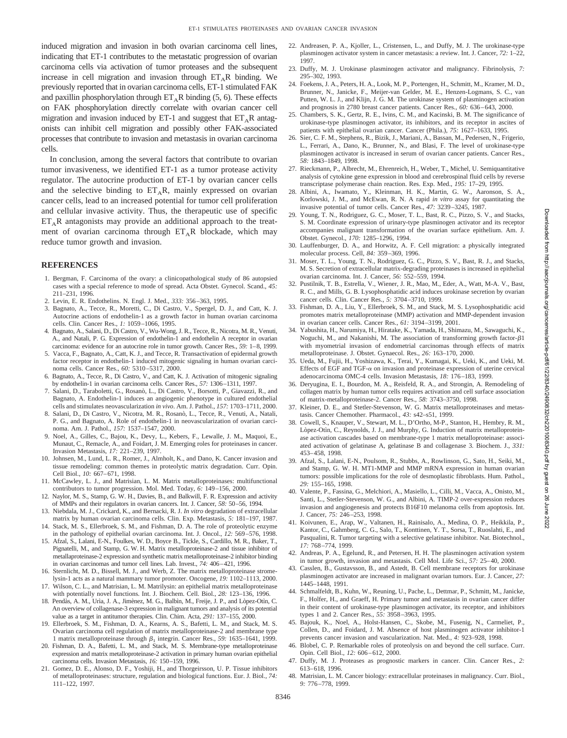induced migration and invasion in both ovarian carcinoma cell lines, indicating that ET-1 contributes to the metastatic progression of ovarian carcinoma cells via activation of tumor proteases and the subsequent increase in cell migration and invasion through $ET_AR$ binding. We previously reported that in ovarian carcinoma cells, ET-1 stimulated FAK and paxillin phosphorylation through $ET_AR$ binding (5, 6). These effects on FAK phosphorylation directly correlate with ovarian cancer cell migration and invasion induced by ET-1 and suggest that $ET_AR$ antagonists can inhibit cell migration and possibly other FAK-associated processes that contribute to invasion and metastasis in ovarian carcinoma cells.

In conclusion, among the several factors that contribute to ovarian tumor invasiveness, we identified ET-1 as a tumor protease activity regulator. The autocrine production of ET-1 by ovarian cancer cells and the selective binding to $ET_AR$, mainly expressed on ovarian cancer cells, lead to an increased potential for tumor cell proliferation and cellular invasive activity. Thus, the therapeutic use of specific $ET_AR$ antagonists may provide an additional approach to the treatment of ovarian carcinoma through $ET_AR$ blockade, which may reduce tumor growth and invasion.

## REFERENCES

1. Bergman, F. Carcinoma of the ovary: a clinicopathological study of 86 autopsied cases with a special reference to mode of spread. Acta Obstet. Gynecol. Scand., *45:* 211–231, 1996.
2. Levin, E. R. Endothelins. N. Engl. J. Med., *333:* 356–363, 1995.
3. Bagnato, A., Tecce, R., Moretti, C., Di Castro, V., Spergel, D. J., and Catt, K. J. Autocrine actions of endothelin-1 as a growth factor in human ovarian carcinoma cells. Clin. Cancer Res., *1:* 1059–1066, 1995.
4. Bagnato, A., Salani, D., Di Castro, V., Wu-Wong, J. R., Tecce, R., Nicotra, M. R., Venuti, A., and Natali, P. G. Expression of endothelin-1 and endothelin A receptor in ovarian carcinoma: evidence for an autocrine role in tumor growth. Cancer Res., *59:* 1–8, 1999.
5. Vacca, F., Bagnato, A., Catt, K. J., and Tecce, R. Transactivation of epidermal growth factor receptor in endothelin-1 induced mitogenic signaling in human ovarian carcinoma cells. Cancer Res., *60:* 5310–5317, 2000.
6. Bagnato, A., Tecce, R., Di Castro, V., and Catt, K. J. Activation of mitogenic signaling by endothelin-1 in ovarian carcinoma cells. Cancer Res., *57:* 1306–1311, 1997.
7. Salani, D., Taraboletti, G., Rosanò, L., Di Castro, V., Borsotti, P., Giavazzi, R., and Bagnato, A. Endothelin-1 induces an angiogenic phenotype in cultured endothelial cells and stimulates neovascularization *in vivo*. Am. J. Pathol., *157:* 1703–1711, 2000.
8. Salani, D., Di Castro, V., Nicotra, M. R., Rosanò, L., Tecce, R., Venuti, A., Natali, P. G., and Bagnato, A. Role of endothelin-1 in neovascularization of ovarian carcinoma. Am. J. Pathol., *157:* 1537–1547, 2000.
9. Noel, A., Gilles, C., Bajou, K., Devy, L., Kebers, F., Lewalle, J. M., Maquoi, E., Munaut, C., Remacle, A., and Foidart, J. M. Emerging roles for proteinases in cancer. Invasion Metastasis, *17:* 221–239, 1997.
10. Johnsen, M., Lund, L. R., Romer, J., Almholt, K., and Dano, K. Cancer invasion and tissue remodeling: common themes in proteolytic matrix degradation. Curr. Opin. Cell Biol., *10:* 667–671, 1998.
11. McCawley, L. J., and Matrisian, L. M. Matrix metalloproteinases: multifunctional contributors to tumor progression. Mol. Med. Today, *6:* 149–156, 2000.
12. Naylor, M. S., Stamp, G. W. H., Davies, B., and Balkwill, F. R. Expression and activity of MMPs and their regulators in ovarian cancers. Int. J. Cancer, *58:* 50–56, 1994.
13. Niebdala, M. J., Crickard, K., and Bernacki, R. J. *In vitro* degradation of extracellular matrix by human ovarian carcinoma cells. Clin. Exp. Metastasis, *5:* 181–197, 1987.
14. Stack, M. S., Ellerbroek, S. M., and Fishman, D. A. The role of proteolytic enzyme in the pathology of epithelial ovarian carcinoma. Int. J. Oncol., *12:* 569–576, 1998.
15. Afzal, S., Lalani, E-N., Foulkes, W. D., Boyce B., Tickle, S., Cardillo, M. R., Baker, T., Pignatelli, M., and Stamp, G. W. H. Matrix metalloproteinase-2 and tissue inhibitor of metalloproteinase-2 expression and synthetic matrix metalloproteinase-2 inhibitor binding in ovarian carcinomas and tumor cell lines. Lab. Invest., *74:* 406–421, 1996.
16. Sternlicht, M. D., Bissell, M. J., and Werb, Z. The matrix metalloproteinase stromelysin-1 acts as a natural mammary tumor promoter. Oncogene, *19:* 1102–1113, 2000.
17. Wilson, C. L., and Matrisian, L. M. Matrilysin: an epithelial matrix metalloproteinase with potentially novel functions. Int. J. Biochem. Cell. Biol., *28:* 123–136, 1996.
18. Pendàs, A. M., Urìa, J. A., Jimènez, M. G., Balbin, M., Freije, J. P., and Lòpez-Otìn, C. An overview of collagenase-3 expression in malignant tumors and analysis of its potential value as a target in antitumor therapies. Clin. Chim. Acta, *291:* 137–155, 2000.
19. Ellerbroek, S. M., Fishman, D. A., Kearns, A. S., Bafetti, L. M., and Stack, M. S. Ovarian carcinoma cell regulation of matrix metalloproteinase-2 and membrane type 1 matrix metalloproteinase through $\beta_1$ integrin. Cancer Res., *59:* 1635–1641, 1999.
20. Fishman, D. A., Bafetti, L. M., and Stack, M. S. Membrane-type metalloproteinase expression and matrix metalloproteinase-2 activation in primary human ovarian epithelial carcinoma cells. Invasion Metastasis, *16:* 150–159, 1996.
21. Gomez, D. E., Alonso, D. F., Yoshiji, H., and Thorgeirsson, U. P. Tissue inhibitors of metalloproteinases: structure, regulation and biological functions. Eur. J. Biol., *74:* 111–122, 1997.
22. Andreasen, P. A., Kjoller, L., Cristensen, L., and Duffy, M. J. The urokinase-type plasminogen activator system in cancer metastasis: a review. Int. J. Cancer, *72:* 1–22, 1997.
23. Duffy, M. J. Urokinase plasminogen activator and malignancy. Fibrinolysis, *7:* 295–302, 1993.
24. Foekens, J. A., Peters, H. A., Look, M. P., Portengen, H., Schmitt, M., Kramer, M. D., Brunner, N., Janicke, F., Meijer-van Gelder, M. E., Henzen-Logmans, S. C., van Putten, W. L. J., and Klijn, J. G. M. The urokinase system of plasminogen activation and prognosis in 2780 breast cancer patients. Cancer Res., *60:* 636–643, 2000.
25. Chambers, S. K., Gertz, R. E., Ivins, C. M., and Kacinski, B. M. The significance of urokinase-type plasminogen activator, its inhibitors, and its receptor in ascites of patients with epithelial ovarian cancer. Cancer (Phila.), *75:* 1627–1633, 1995.
26. Sier, C. F. M., Stephens, R., Bizik, J., Mariani, A., Bassan, M., Pedersen, N., Frigerio, L., Ferrari, A., Dano, K., Brunner, N., and Blasi, F. The level of urokinase-type plasminogen activator is increased in serum of ovarian cancer patients. Cancer Res., *58:* 1843–1849, 1998.
27. Rieckmann, P., Albrecht, M., Ehrenreich, H., Weber, T., Michel, U. Semiquantitative analysis of cytokine gene expression in blood and cerebrospinal fluid cells by reverse transcriptase polymerase chain reaction. Res. Exp. Med., *195:* 17–29, 1995.
28. Albini, A., Iwamato, Y., Kleinman, H. K., Martin, G. W., Aaronson, S. A., Korlowski, J. M., and McEwan, R. N. A rapid *in vitro* assay for quantitating the invasive potential of tumor cells. Cancer Res., *47:* 3239–3245, 1987.
29. Young, T. N., Rodriguez, G. C., Moser, T. L., Bast, R. C., Pizzo, S. V., and Stacks, S. M. Coordinate expression of urinary-type plasminogen activator and its receptor accompanies malignant transformation of the ovarian surface epithelium. Am. J. Obstet. Gynecol., *170:* 1285–1296, 1994.
30. Lauffenburger, D. A., and Horwitz, A. F. Cell migration: a physically integrated molecular process. Cell, *84:* 359–369, 1996.
31. Moser, T. L., Young, T. N., Rodriguez, G. C., Pizzo, S. V., Bast, R. J., and Stacks, M. S. Secretion of extracellular matrix-degrading proteinases is increased in epithelial ovarian carcinoma. Int. J. Cancer, *56:* 552–559, 1994.
32. Pustilnik, T. B., Estrella, V., Wiener, J. R., Mao, M., Eder, A., Watt, M-A. V., Bast, R. C., and Mills, G. B. Lysophosphatidic acid induces urokinase secretion by ovarian cancer cells. Clin. Cancer Res., *5:* 3704–3710, 1999.
33. Fishman, D. A., Liu, Y., Ellerbroek, S. M., and Stack, M. S. Lysophosphatidic acid promotes matrix metalloproteinase (MMP) activation and MMP-dependent invasion in ovarian cancer cells. Cancer Res., *61:* 3194–3199, 2001.
34. Yabushita, H., Narumiya, H., Hiratake, K., Yamada, H., Shimazu, M., Sawaguchi, K., Noguchi, M., and Nakanishi, M. The association of transforming growth factor-$\beta$1 with myometrial invasion of endometrial carcinomas through effects of matrix metalloproteinase. J. Obstet. Gynaecol. Res., *26:* 163–170, 2000.
35. Ueda, M., Fujii, H., Yoshizawa, K., Terai, Y., Kumagai, K., Ueki, K., and Ueki, M. Effects of EGF and TGF-$\alpha$ on invasion and proteinase expression of uterine cervical adenocarcinoma OMC-4 cells. Invasion Metastasis, *18:* 176–183, 1999.
36. Deryugina, E. I., Bourdon, M. A., Reisfeld, R. A., and Strongin, A. Remodeling of collagen matrix by human tumor cells requires activation and cell surface association of matrix-metalloproteinase-2. Cancer Res., *58:* 3743–3750, 1998.
37. Kleiner, D. E., and Stetler-Stevenson, W. G. Matrix metalloproteinases and metastasis. Cancer Chemother. Pharmacol., *43:* s42–s51, 1999.
38. Cowell, S., Knauper, V., Stewart, M. L., D'Ortho, M-P., Stanton, H., Hembry, R. M., Lòpez-Otìn, C., Reynolds, J. J., and Murphy, G. Induction of matrix metalloproteinase activation cascades based on membrane-type 1 matrix metalloproteinase: associated activation of gelatinase A, gelatinase B and collagenase 3. Biochem. J., *331:* 453–458, 1998.
39. Afzal, S., Lalani, E-N., Poulsom, R., Stubbs, A., Rowlinson, G., Sato, H., Seiki, M., and Stamp, G. W. H. MT1-MMP and MMP mRNA expression in human ovarian tumors: possible implications for the role of desmoplastic fibroblasts. Hum. Pathol., *29:* 155–165, 1998.
40. Valente, P., Fassina, G., Melchiori, A., Masiello, L., Cilli, M., Vacca, A., Onisto, M., Santi, L., Stetler-Stevenson, W. G., and Albini, A. TIMP-2 over-expression reduces invasion and angiogenesis and protects B16F10 melanoma cells from apoptosis. Int. J. Cancer, *75:* 246–253, 1998.
41. Koivunen, E., Arap, W., Valtanen, H., Rainisalo, A., Medina, O. P., Heikkila, P., Kantor, C., Gahmberg, C. G., Salo, T., Konttinen, Y. T., Sorsa, T., Ruoslahti, E., and Pasqualini, R. Tumor targeting with a selective gelatinase inhibitor. Nat. Biotechnol., *17:* 768–774, 1999.
42. Andreas, P. A., Egelund, R., and Petersen, H. H. The plasminogen activation system in tumor growth, invasion and metastasis. Cell Mol. Life Sci., *57:* 25–40, 2000.
43. Casslen, B., Gustavsson, B., and Astedt, B. Cell membrane receptors for urokinase plasminogen activator are increased in malignant ovarian tumors. Eur. J. Cancer, *27:* 1445–1448, 1991.
44. Schmalfeldt, B., Kuhn, W., Reuning, U., Pache, L., Dettmar, P., Schmitt, M., Janicke, F., Holfer, H., and Graeff, H. Primary tumor and metastasis in ovarian cancer differ in their content of urokinase-type plasminogen activator, its receptor, and inhibitors types 1 and 2. Cancer Res., *55:* 3958–3963, 1995.
45. Bajouk, K., Noel, A., Holst-Hansen, C., Skobe, M., Fusenig, N., Carmeliet, P., Collen, D., and Foidart, J. M. Absence of host plasminogen activator inhibitor-1 prevents cancer invasion and vascularization. Nat. Med., *4:* 923–928, 1998.
46. Blobel, C. P. Remarkable roles of proteolysis on and beyond the cell surface. Curr. Opin. Cell Biol., *12:* 606–612, 2000.
47. Duffy, M. J. Proteases as prognostic markers in cancer. Clin. Cancer Res., *2:* 613–618, 1996.
48. Matrisian, L. M. Cancer biology: extracellular proteinases in malignancy. Curr. Biol., *9:* 776–778, 1999.